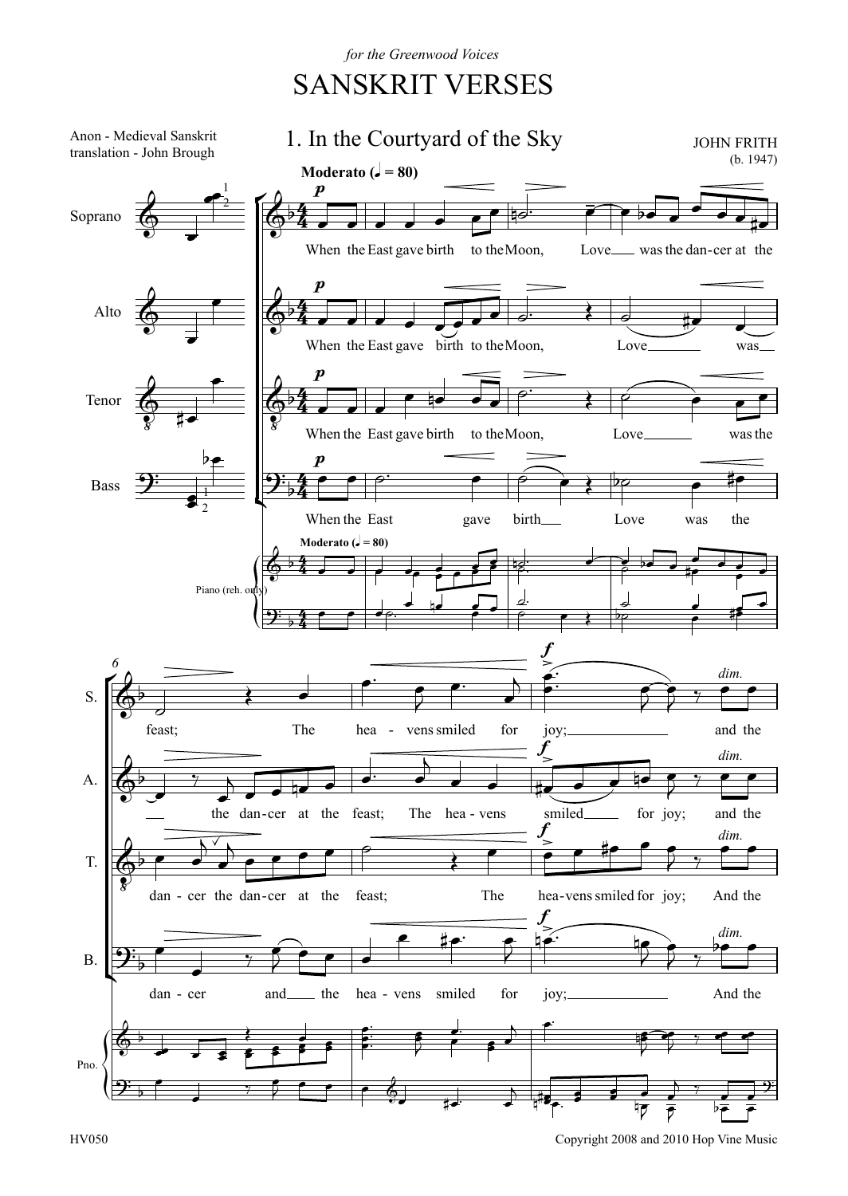*for the Greenwood Voices*

# SANSKRIT VERSES

Anon - Medieval Sanskrit
translation - John Brough

## 1. In the Courtyard of the Sky

JOHN FRITH
(b. 1947)

**Moderato** (♩ = 80)

Soprano: When the East gave birth to the Moon, Love was the dan-cer at the feast; The hea - vens smiled for joy; and the

Alto: When the East gave birth to the Moon, Love was the dan-cer at the feast; The hea - vens smiled for joy; and the

Tenor: When the East gave birth to the Moon, Love was the dan - cer the dan-cer at the feast; The hea-vens smiled for joy; And the

Bass: When the East gave birth Love was the dan - cer and the hea - vens smiled for joy; And the

Piano (reh. only)

HV050

Copyright 2008 and 2010 Hop Vine Music